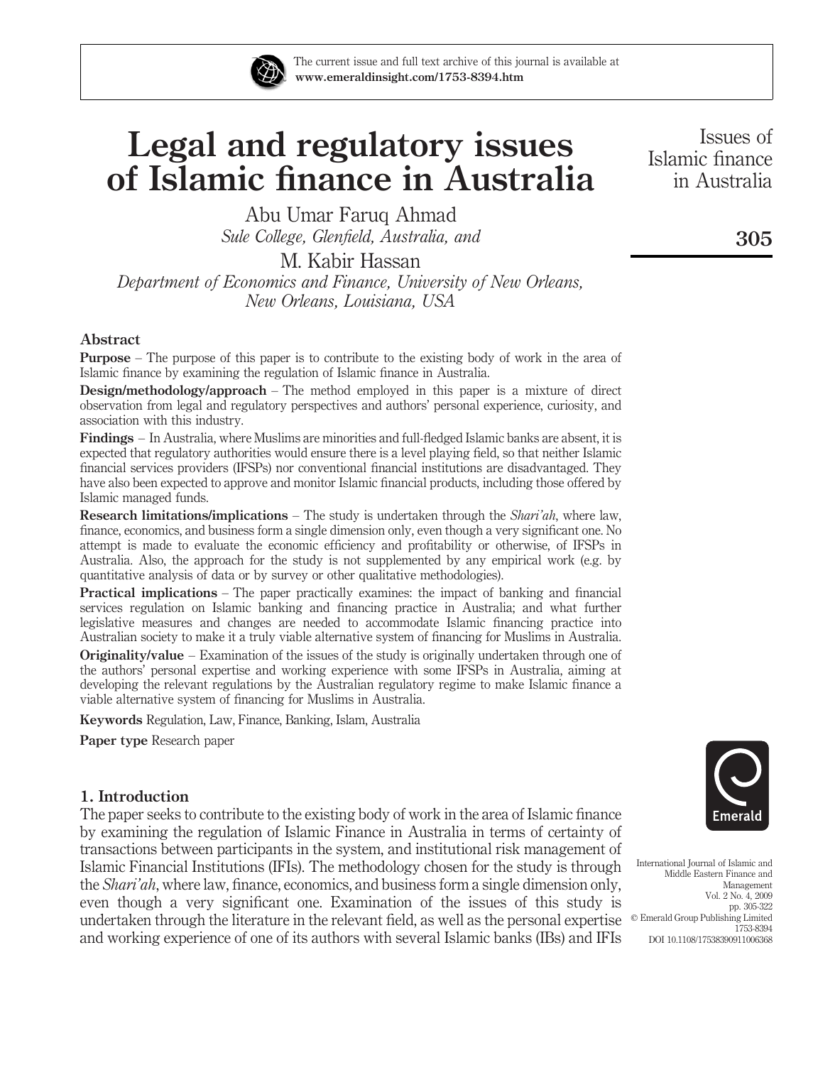# Legal and regulatory issues of Islamic finance in Australia

Abu Umar Faruq Ahmad
*Sule College, Glenfield, Australia, and*

M. Kabir Hassan
*Department of Economics and Finance, University of New Orleans, New Orleans, Louisiana, USA*

## Abstract

**Purpose** – The purpose of this paper is to contribute to the existing body of work in the area of Islamic finance by examining the regulation of Islamic finance in Australia.

**Design/methodology/approach** – The method employed in this paper is a mixture of direct observation from legal and regulatory perspectives and authors' personal experience, curiosity, and association with this industry.

**Findings** – In Australia, where Muslims are minorities and full-fledged Islamic banks are absent, it is expected that regulatory authorities would ensure there is a level playing field, so that neither Islamic financial services providers (IFSPs) nor conventional financial institutions are disadvantaged. They have also been expected to approve and monitor Islamic financial products, including those offered by Islamic managed funds.

**Research limitations/implications** – The study is undertaken through the *Shari'ah*, where law, finance, economics, and business form a single dimension only, even though a very significant one. No attempt is made to evaluate the economic efficiency and profitability or otherwise, of IFSPs in Australia. Also, the approach for the study is not supplemented by any empirical work (e.g. by quantitative analysis of data or by survey or other qualitative methodologies).

**Practical implications** – The paper practically examines: the impact of banking and financial services regulation on Islamic banking and financing practice in Australia; and what further legislative measures and changes are needed to accommodate Islamic financing practice into Australian society to make it a truly viable alternative system of financing for Muslims in Australia.

**Originality/value** – Examination of the issues of the study is originally undertaken through one of the authors' personal expertise and working experience with some IFSPs in Australia, aiming at developing the relevant regulations by the Australian regulatory regime to make Islamic finance a viable alternative system of financing for Muslims in Australia.

**Keywords** Regulation, Law, Finance, Banking, Islam, Australia

**Paper type** Research paper

## 1. Introduction

The paper seeks to contribute to the existing body of work in the area of Islamic finance by examining the regulation of Islamic Finance in Australia in terms of certainty of transactions between participants in the system, and institutional risk management of Islamic Financial Institutions (IFIs). The methodology chosen for the study is through the *Shari'ah*, where law, finance, economics, and business form a single dimension only, even though a very significant one. Examination of the issues of this study is undertaken through the literature in the relevant field, as well as the personal expertise and working experience of one of its authors with several Islamic banks (IBs) and IFIs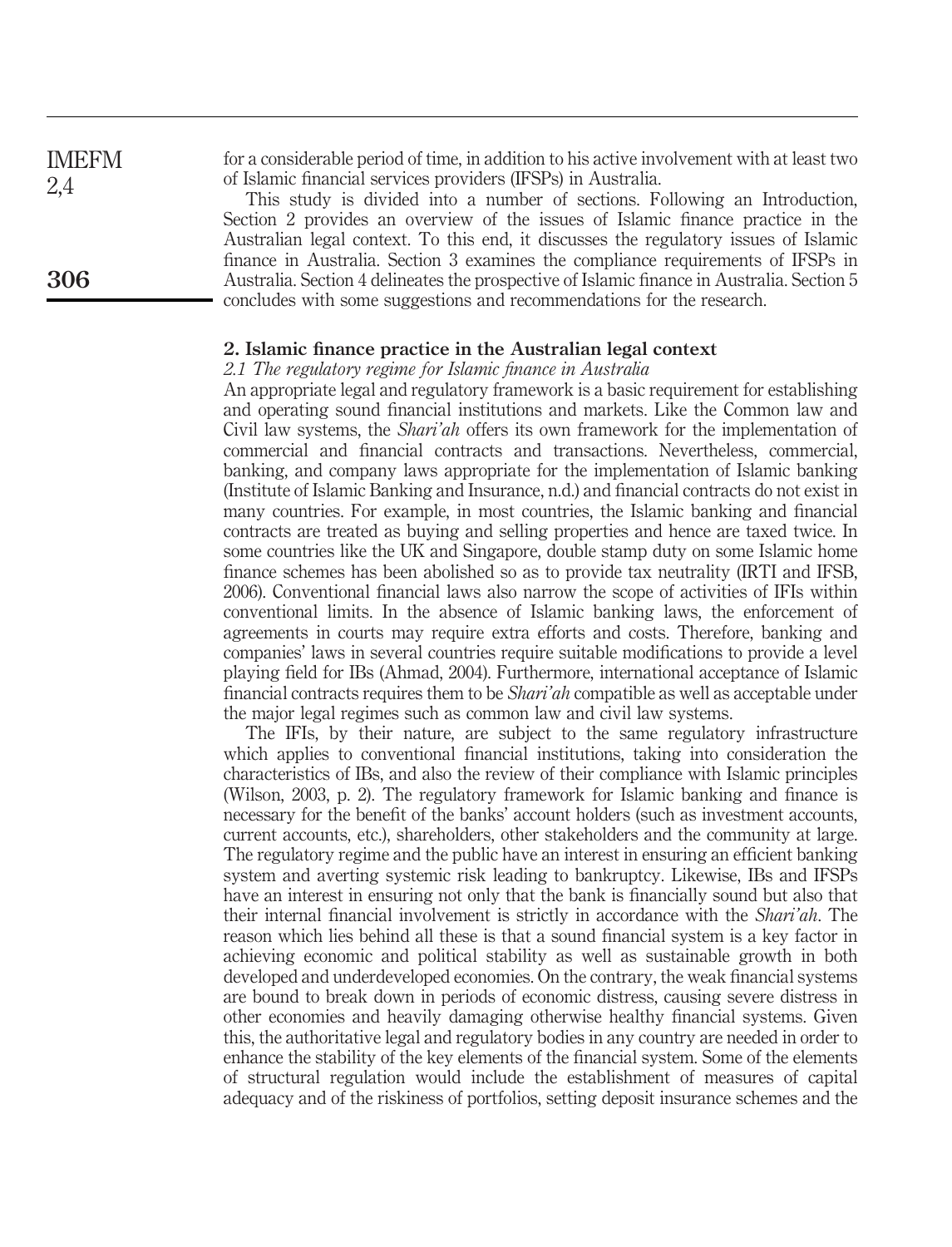for a considerable period of time, in addition to his active involvement with at least two of Islamic financial services providers (IFSPs) in Australia.

This study is divided into a number of sections. Following an Introduction, Section 2 provides an overview of the issues of Islamic finance practice in the Australian legal context. To this end, it discusses the regulatory issues of Islamic finance in Australia. Section 3 examines the compliance requirements of IFSPs in Australia. Section 4 delineates the prospective of Islamic finance in Australia. Section 5 concludes with some suggestions and recommendations for the research.

## 2. Islamic finance practice in the Australian legal context

### *2.1 The regulatory regime for Islamic finance in Australia*

An appropriate legal and regulatory framework is a basic requirement for establishing and operating sound financial institutions and markets. Like the Common law and Civil law systems, the *Shari'ah* offers its own framework for the implementation of commercial and financial contracts and transactions. Nevertheless, commercial, banking, and company laws appropriate for the implementation of Islamic banking (Institute of Islamic Banking and Insurance, n.d.) and financial contracts do not exist in many countries. For example, in most countries, the Islamic banking and financial contracts are treated as buying and selling properties and hence are taxed twice. In some countries like the UK and Singapore, double stamp duty on some Islamic home finance schemes has been abolished so as to provide tax neutrality (IRTI and IFSB, 2006). Conventional financial laws also narrow the scope of activities of IFIs within conventional limits. In the absence of Islamic banking laws, the enforcement of agreements in courts may require extra efforts and costs. Therefore, banking and companies' laws in several countries require suitable modifications to provide a level playing field for IBs (Ahmad, 2004). Furthermore, international acceptance of Islamic financial contracts requires them to be *Shari'ah* compatible as well as acceptable under the major legal regimes such as common law and civil law systems.

The IFIs, by their nature, are subject to the same regulatory infrastructure which applies to conventional financial institutions, taking into consideration the characteristics of IBs, and also the review of their compliance with Islamic principles (Wilson, 2003, p. 2). The regulatory framework for Islamic banking and finance is necessary for the benefit of the banks' account holders (such as investment accounts, current accounts, etc.), shareholders, other stakeholders and the community at large. The regulatory regime and the public have an interest in ensuring an efficient banking system and averting systemic risk leading to bankruptcy. Likewise, IBs and IFSPs have an interest in ensuring not only that the bank is financially sound but also that their internal financial involvement is strictly in accordance with the *Shari'ah*. The reason which lies behind all these is that a sound financial system is a key factor in achieving economic and political stability as well as sustainable growth in both developed and underdeveloped economies. On the contrary, the weak financial systems are bound to break down in periods of economic distress, causing severe distress in other economies and heavily damaging otherwise healthy financial systems. Given this, the authoritative legal and regulatory bodies in any country are needed in order to enhance the stability of the key elements of the financial system. Some of the elements of structural regulation would include the establishment of measures of capital adequacy and of the riskiness of portfolios, setting deposit insurance schemes and the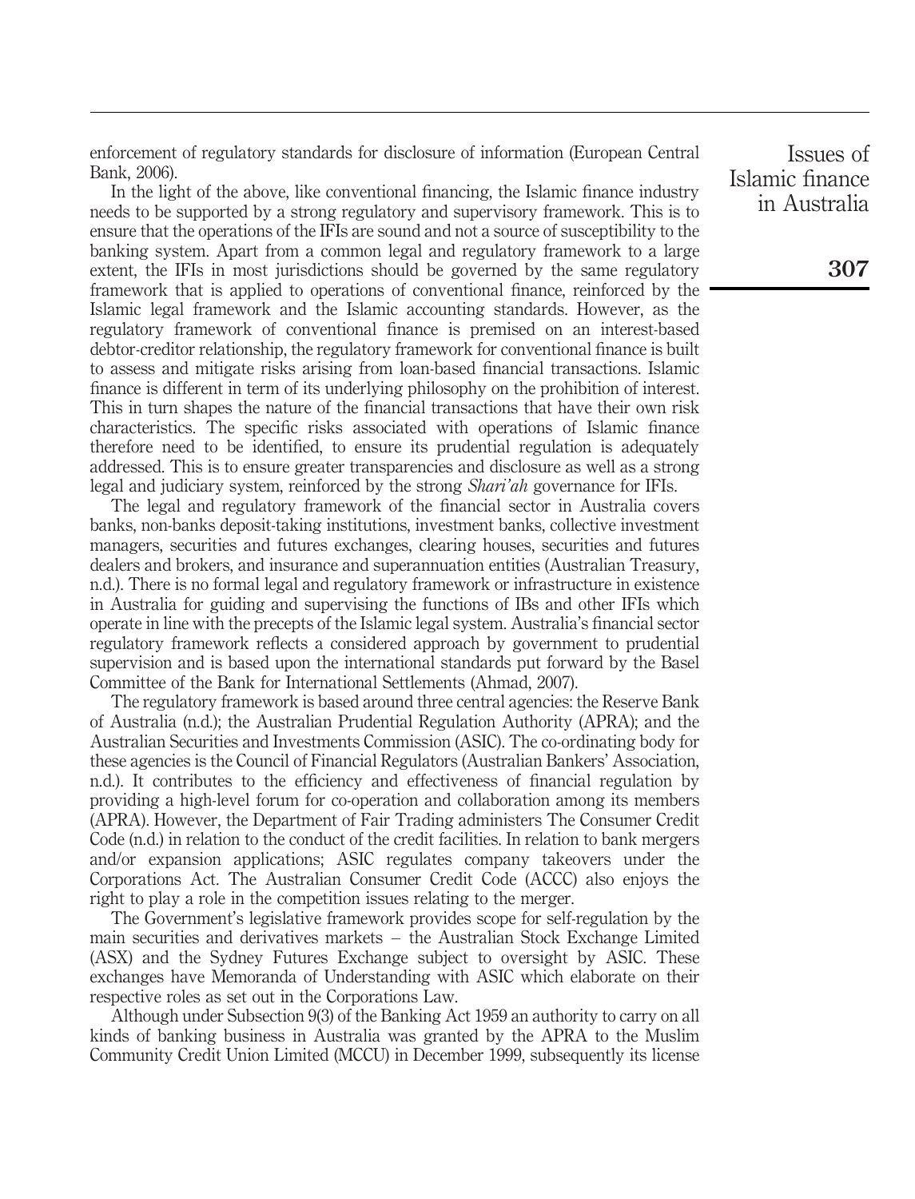enforcement of regulatory standards for disclosure of information (European Central Bank, 2006).

In the light of the above, like conventional financing, the Islamic finance industry needs to be supported by a strong regulatory and supervisory framework. This is to ensure that the operations of the IFIs are sound and not a source of susceptibility to the banking system. Apart from a common legal and regulatory framework to a large extent, the IFIs in most jurisdictions should be governed by the same regulatory framework that is applied to operations of conventional finance, reinforced by the Islamic legal framework and the Islamic accounting standards. However, as the regulatory framework of conventional finance is premised on an interest-based debtor-creditor relationship, the regulatory framework for conventional finance is built to assess and mitigate risks arising from loan-based financial transactions. Islamic finance is different in term of its underlying philosophy on the prohibition of interest. This in turn shapes the nature of the financial transactions that have their own risk characteristics. The specific risks associated with operations of Islamic finance therefore need to be identified, to ensure its prudential regulation is adequately addressed. This is to ensure greater transparencies and disclosure as well as a strong legal and judiciary system, reinforced by the strong *Shari'ah* governance for IFIs.

The legal and regulatory framework of the financial sector in Australia covers banks, non-banks deposit-taking institutions, investment banks, collective investment managers, securities and futures exchanges, clearing houses, securities and futures dealers and brokers, and insurance and superannuation entities (Australian Treasury, n.d.). There is no formal legal and regulatory framework or infrastructure in existence in Australia for guiding and supervising the functions of IBs and other IFIs which operate in line with the precepts of the Islamic legal system. Australia's financial sector regulatory framework reflects a considered approach by government to prudential supervision and is based upon the international standards put forward by the Basel Committee of the Bank for International Settlements (Ahmad, 2007).

The regulatory framework is based around three central agencies: the Reserve Bank of Australia (n.d.); the Australian Prudential Regulation Authority (APRA); and the Australian Securities and Investments Commission (ASIC). The co-ordinating body for these agencies is the Council of Financial Regulators (Australian Bankers' Association, n.d.). It contributes to the efficiency and effectiveness of financial regulation by providing a high-level forum for co-operation and collaboration among its members (APRA). However, the Department of Fair Trading administers The Consumer Credit Code (n.d.) in relation to the conduct of the credit facilities. In relation to bank mergers and/or expansion applications; ASIC regulates company takeovers under the Corporations Act. The Australian Consumer Credit Code (ACCC) also enjoys the right to play a role in the competition issues relating to the merger.

The Government's legislative framework provides scope for self-regulation by the main securities and derivatives markets – the Australian Stock Exchange Limited (ASX) and the Sydney Futures Exchange subject to oversight by ASIC. These exchanges have Memoranda of Understanding with ASIC which elaborate on their respective roles as set out in the Corporations Law.

Although under Subsection 9(3) of the Banking Act 1959 an authority to carry on all kinds of banking business in Australia was granted by the APRA to the Muslim Community Credit Union Limited (MCCU) in December 1999, subsequently its license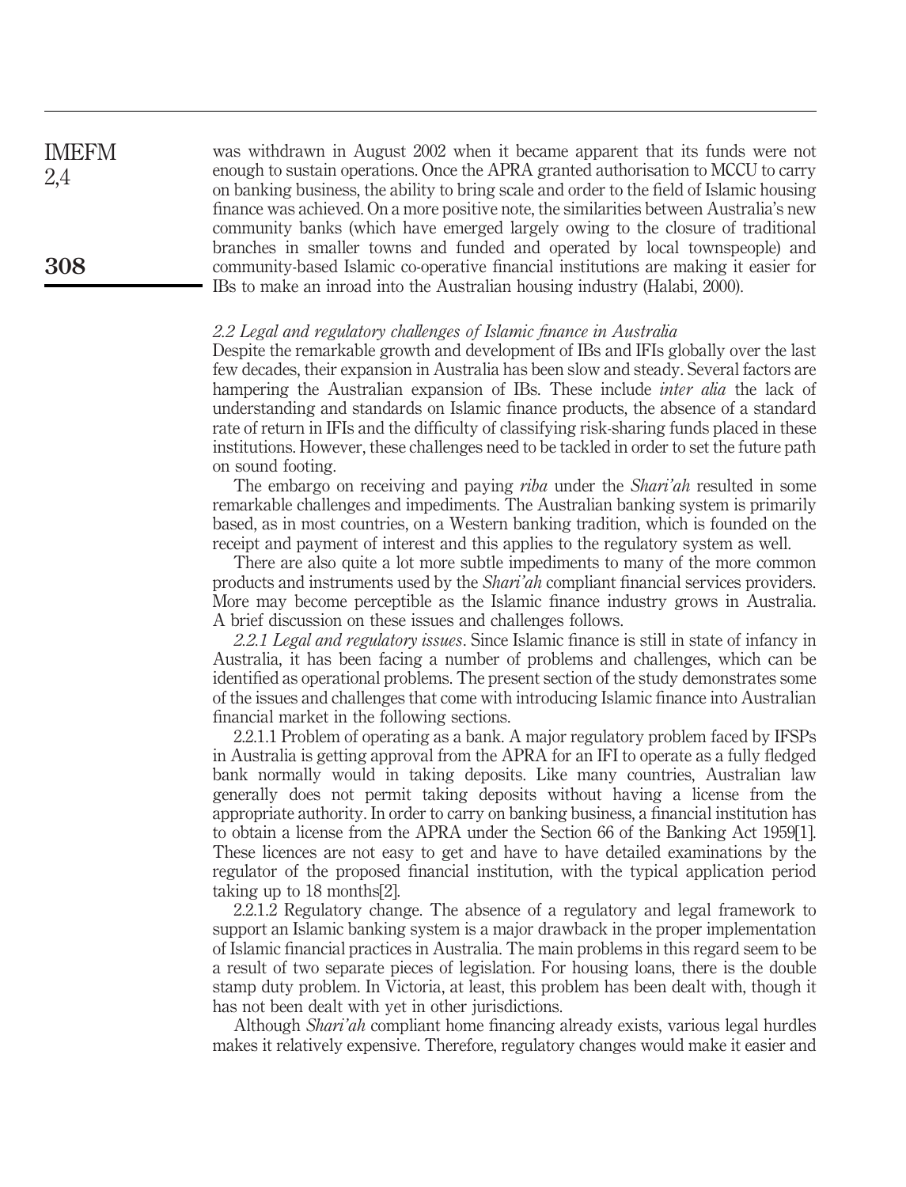was withdrawn in August 2002 when it became apparent that its funds were not enough to sustain operations. Once the APRA granted authorisation to MCCU to carry on banking business, the ability to bring scale and order to the field of Islamic housing finance was achieved. On a more positive note, the similarities between Australia's new community banks (which have emerged largely owing to the closure of traditional branches in smaller towns and funded and operated by local townspeople) and community-based Islamic co-operative financial institutions are making it easier for IBs to make an inroad into the Australian housing industry (Halabi, 2000).

*2.2 Legal and regulatory challenges of Islamic finance in Australia*

Despite the remarkable growth and development of IBs and IFIs globally over the last few decades, their expansion in Australia has been slow and steady. Several factors are hampering the Australian expansion of IBs. These include *inter alia* the lack of understanding and standards on Islamic finance products, the absence of a standard rate of return in IFIs and the difficulty of classifying risk-sharing funds placed in these institutions. However, these challenges need to be tackled in order to set the future path on sound footing.

The embargo on receiving and paying *riba* under the *Shari'ah* resulted in some remarkable challenges and impediments. The Australian banking system is primarily based, as in most countries, on a Western banking tradition, which is founded on the receipt and payment of interest and this applies to the regulatory system as well.

There are also quite a lot more subtle impediments to many of the more common products and instruments used by the *Shari'ah* compliant financial services providers. More may become perceptible as the Islamic finance industry grows in Australia. A brief discussion on these issues and challenges follows.

*2.2.1 Legal and regulatory issues*. Since Islamic finance is still in state of infancy in Australia, it has been facing a number of problems and challenges, which can be identified as operational problems. The present section of the study demonstrates some of the issues and challenges that come with introducing Islamic finance into Australian financial market in the following sections.

2.2.1.1 Problem of operating as a bank. A major regulatory problem faced by IFSPs in Australia is getting approval from the APRA for an IFI to operate as a fully fledged bank normally would in taking deposits. Like many countries, Australian law generally does not permit taking deposits without having a license from the appropriate authority. In order to carry on banking business, a financial institution has to obtain a license from the APRA under the Section 66 of the Banking Act 1959[1]. These licences are not easy to get and have to have detailed examinations by the regulator of the proposed financial institution, with the typical application period taking up to 18 months[2].

2.2.1.2 Regulatory change. The absence of a regulatory and legal framework to support an Islamic banking system is a major drawback in the proper implementation of Islamic financial practices in Australia. The main problems in this regard seem to be a result of two separate pieces of legislation. For housing loans, there is the double stamp duty problem. In Victoria, at least, this problem has been dealt with, though it has not been dealt with yet in other jurisdictions.

Although *Shari'ah* compliant home financing already exists, various legal hurdles makes it relatively expensive. Therefore, regulatory changes would make it easier and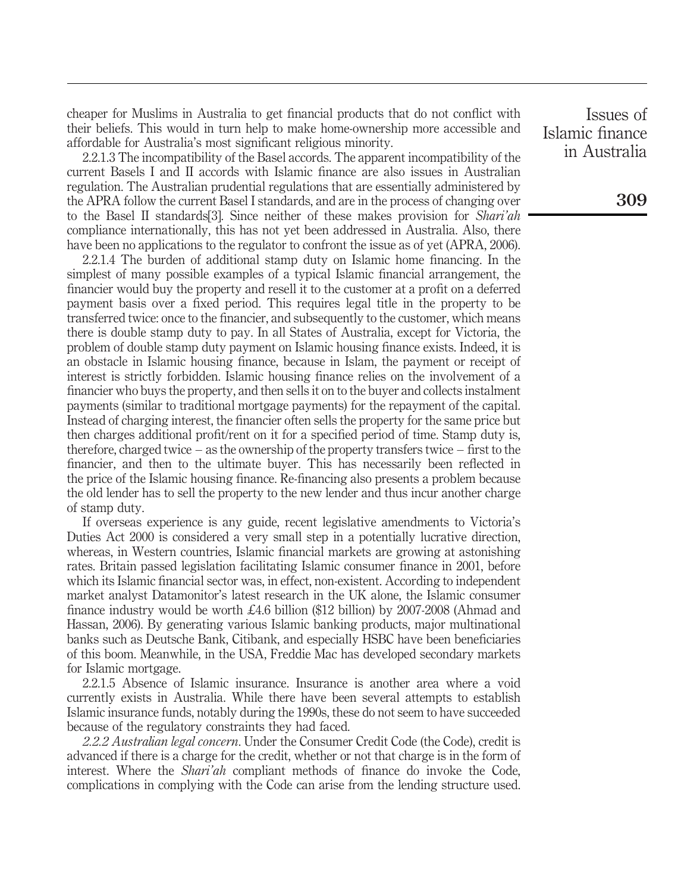cheaper for Muslims in Australia to get financial products that do not conflict with their beliefs. This would in turn help to make home-ownership more accessible and affordable for Australia's most significant religious minority.

2.2.1.3 The incompatibility of the Basel accords. The apparent incompatibility of the current Basels I and II accords with Islamic finance are also issues in Australian regulation. The Australian prudential regulations that are essentially administered by the APRA follow the current Basel I standards, and are in the process of changing over to the Basel II standards[3]. Since neither of these makes provision for *Shari'ah* compliance internationally, this has not yet been addressed in Australia. Also, there have been no applications to the regulator to confront the issue as of yet (APRA, 2006).

2.2.1.4 The burden of additional stamp duty on Islamic home financing. In the simplest of many possible examples of a typical Islamic financial arrangement, the financier would buy the property and resell it to the customer at a profit on a deferred payment basis over a fixed period. This requires legal title in the property to be transferred twice: once to the financier, and subsequently to the customer, which means there is double stamp duty to pay. In all States of Australia, except for Victoria, the problem of double stamp duty payment on Islamic housing finance exists. Indeed, it is an obstacle in Islamic housing finance, because in Islam, the payment or receipt of interest is strictly forbidden. Islamic housing finance relies on the involvement of a financier who buys the property, and then sells it on to the buyer and collects instalment payments (similar to traditional mortgage payments) for the repayment of the capital. Instead of charging interest, the financier often sells the property for the same price but then charges additional profit/rent on it for a specified period of time. Stamp duty is, therefore, charged twice – as the ownership of the property transfers twice – first to the financier, and then to the ultimate buyer. This has necessarily been reflected in the price of the Islamic housing finance. Re-financing also presents a problem because the old lender has to sell the property to the new lender and thus incur another charge of stamp duty.

If overseas experience is any guide, recent legislative amendments to Victoria's Duties Act 2000 is considered a very small step in a potentially lucrative direction, whereas, in Western countries, Islamic financial markets are growing at astonishing rates. Britain passed legislation facilitating Islamic consumer finance in 2001, before which its Islamic financial sector was, in effect, non-existent. According to independent market analyst Datamonitor's latest research in the UK alone, the Islamic consumer finance industry would be worth £4.6 billion ($12 billion) by 2007-2008 (Ahmad and Hassan, 2006). By generating various Islamic banking products, major multinational banks such as Deutsche Bank, Citibank, and especially HSBC have been beneficiaries of this boom. Meanwhile, in the USA, Freddie Mac has developed secondary markets for Islamic mortgage.

2.2.1.5 Absence of Islamic insurance. Insurance is another area where a void currently exists in Australia. While there have been several attempts to establish Islamic insurance funds, notably during the 1990s, these do not seem to have succeeded because of the regulatory constraints they had faced.

*2.2.2 Australian legal concern*. Under the Consumer Credit Code (the Code), credit is advanced if there is a charge for the credit, whether or not that charge is in the form of interest. Where the *Shari'ah* compliant methods of finance do invoke the Code, complications in complying with the Code can arise from the lending structure used.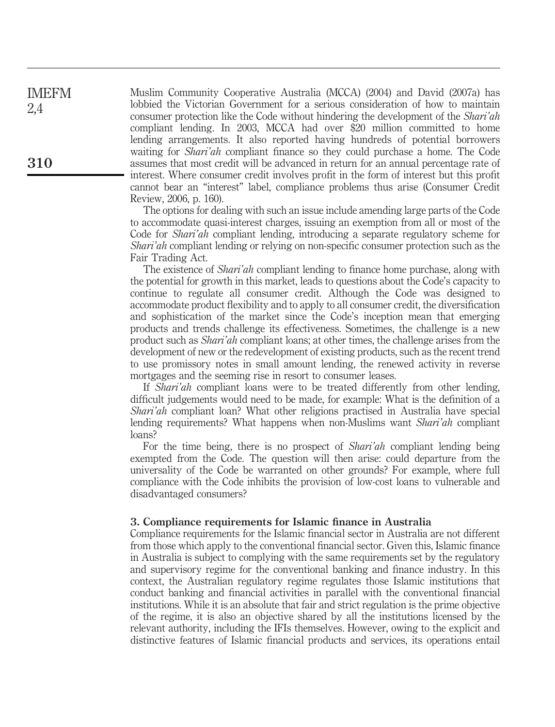Muslim Community Cooperative Australia (MCCA) (2004) and David (2007a) has lobbied the Victorian Government for a serious consideration of how to maintain consumer protection like the Code without hindering the development of the *Shari'ah* compliant lending. In 2003, MCCA had over $20 million committed to home lending arrangements. It also reported having hundreds of potential borrowers waiting for *Shari'ah* compliant finance so they could purchase a home. The Code assumes that most credit will be advanced in return for an annual percentage rate of interest. Where consumer credit involves profit in the form of interest but this profit cannot bear an "interest" label, compliance problems thus arise (Consumer Credit Review, 2006, p. 160).

The options for dealing with such an issue include amending large parts of the Code to accommodate quasi-interest charges, issuing an exemption from all or most of the Code for *Shari'ah* compliant lending, introducing a separate regulatory scheme for *Shari'ah* compliant lending or relying on non-specific consumer protection such as the Fair Trading Act.

The existence of *Shari'ah* compliant lending to finance home purchase, along with the potential for growth in this market, leads to questions about the Code's capacity to continue to regulate all consumer credit. Although the Code was designed to accommodate product flexibility and to apply to all consumer credit, the diversification and sophistication of the market since the Code's inception mean that emerging products and trends challenge its effectiveness. Sometimes, the challenge is a new product such as *Shari'ah* compliant loans; at other times, the challenge arises from the development of new or the redevelopment of existing products, such as the recent trend to use promissory notes in small amount lending, the renewed activity in reverse mortgages and the seeming rise in resort to consumer leases.

If *Shari'ah* compliant loans were to be treated differently from other lending, difficult judgements would need to be made, for example: What is the definition of a *Shari'ah* compliant loan? What other religions practised in Australia have special lending requirements? What happens when non-Muslims want *Shari'ah* compliant loans?

For the time being, there is no prospect of *Shari'ah* compliant lending being exempted from the Code. The question will then arise: could departure from the universality of the Code be warranted on other grounds? For example, where full compliance with the Code inhibits the provision of low-cost loans to vulnerable and disadvantaged consumers?

### 3. Compliance requirements for Islamic finance in Australia

Compliance requirements for the Islamic financial sector in Australia are not different from those which apply to the conventional financial sector. Given this, Islamic finance in Australia is subject to complying with the same requirements set by the regulatory and supervisory regime for the conventional banking and finance industry. In this context, the Australian regulatory regime regulates those Islamic institutions that conduct banking and financial activities in parallel with the conventional financial institutions. While it is an absolute that fair and strict regulation is the prime objective of the regime, it is also an objective shared by all the institutions licensed by the relevant authority, including the IFIs themselves. However, owing to the explicit and distinctive features of Islamic financial products and services, its operations entail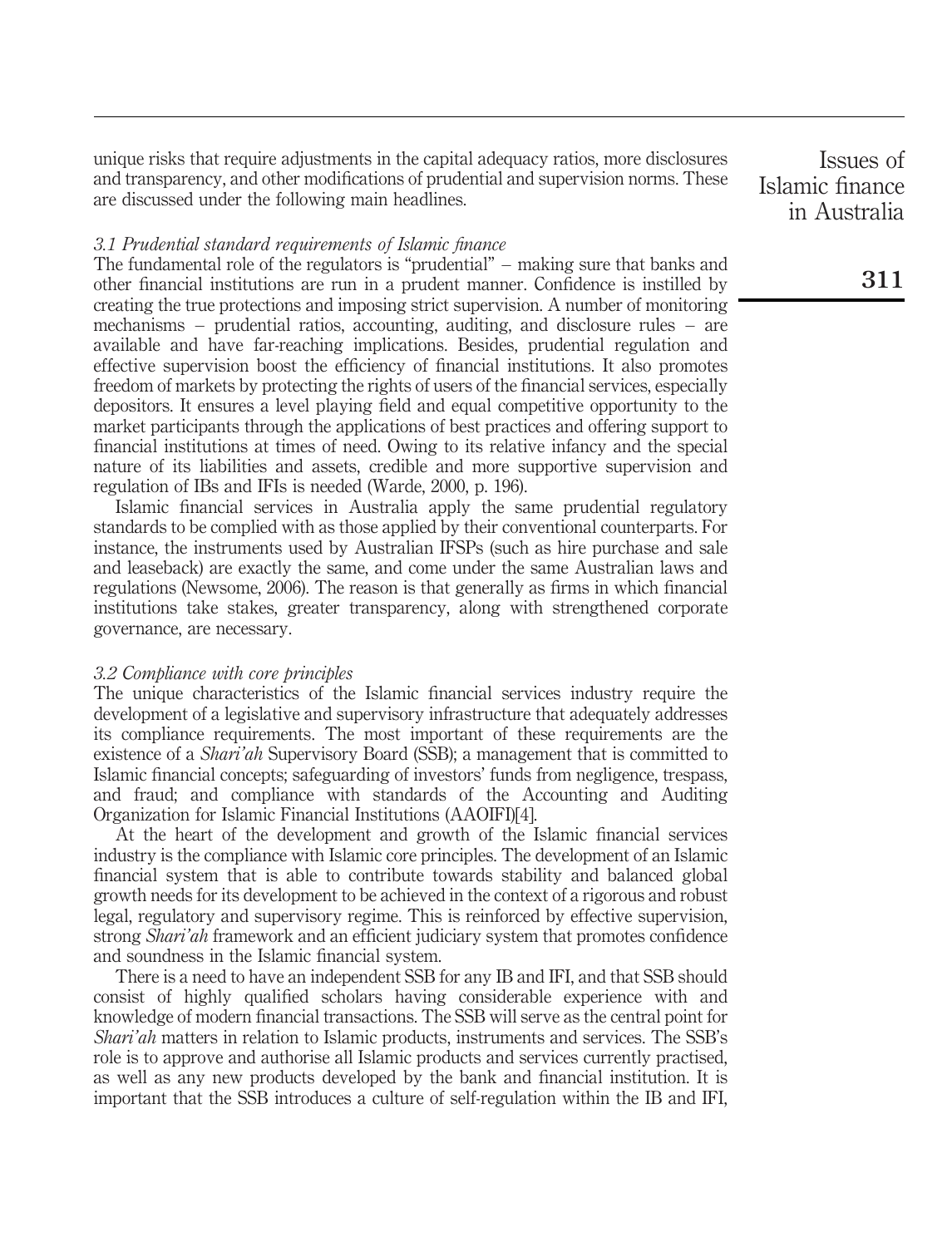unique risks that require adjustments in the capital adequacy ratios, more disclosures and transparency, and other modifications of prudential and supervision norms. These are discussed under the following main headlines.

### *3.1 Prudential standard requirements of Islamic finance*

The fundamental role of the regulators is "prudential" – making sure that banks and other financial institutions are run in a prudent manner. Confidence is instilled by creating the true protections and imposing strict supervision. A number of monitoring mechanisms – prudential ratios, accounting, auditing, and disclosure rules – are available and have far-reaching implications. Besides, prudential regulation and effective supervision boost the efficiency of financial institutions. It also promotes freedom of markets by protecting the rights of users of the financial services, especially depositors. It ensures a level playing field and equal competitive opportunity to the market participants through the applications of best practices and offering support to financial institutions at times of need. Owing to its relative infancy and the special nature of its liabilities and assets, credible and more supportive supervision and regulation of IBs and IFIs is needed (Warde, 2000, p. 196).

Islamic financial services in Australia apply the same prudential regulatory standards to be complied with as those applied by their conventional counterparts. For instance, the instruments used by Australian IFSPs (such as hire purchase and sale and leaseback) are exactly the same, and come under the same Australian laws and regulations (Newsome, 2006). The reason is that generally as firms in which financial institutions take stakes, greater transparency, along with strengthened corporate governance, are necessary.

### *3.2 Compliance with core principles*

The unique characteristics of the Islamic financial services industry require the development of a legislative and supervisory infrastructure that adequately addresses its compliance requirements. The most important of these requirements are the existence of a *Shari'ah* Supervisory Board (SSB); a management that is committed to Islamic financial concepts; safeguarding of investors' funds from negligence, trespass, and fraud; and compliance with standards of the Accounting and Auditing Organization for Islamic Financial Institutions (AAOIFI)[4].

At the heart of the development and growth of the Islamic financial services industry is the compliance with Islamic core principles. The development of an Islamic financial system that is able to contribute towards stability and balanced global growth needs for its development to be achieved in the context of a rigorous and robust legal, regulatory and supervisory regime. This is reinforced by effective supervision, strong *Shari'ah* framework and an efficient judiciary system that promotes confidence and soundness in the Islamic financial system.

There is a need to have an independent SSB for any IB and IFI, and that SSB should consist of highly qualified scholars having considerable experience with and knowledge of modern financial transactions. The SSB will serve as the central point for *Shari'ah* matters in relation to Islamic products, instruments and services. The SSB's role is to approve and authorise all Islamic products and services currently practised, as well as any new products developed by the bank and financial institution. It is important that the SSB introduces a culture of self-regulation within the IB and IFI,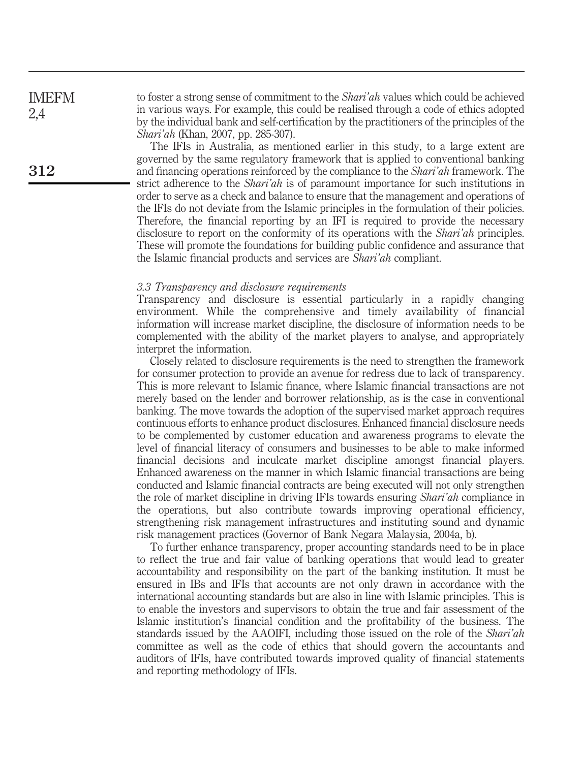to foster a strong sense of commitment to the *Shari'ah* values which could be achieved in various ways. For example, this could be realised through a code of ethics adopted by the individual bank and self-certification by the practitioners of the principles of the *Shari'ah* (Khan, 2007, pp. 285-307).

The IFIs in Australia, as mentioned earlier in this study, to a large extent are governed by the same regulatory framework that is applied to conventional banking and financing operations reinforced by the compliance to the *Shari'ah* framework. The strict adherence to the *Shari'ah* is of paramount importance for such institutions in order to serve as a check and balance to ensure that the management and operations of the IFIs do not deviate from the Islamic principles in the formulation of their policies. Therefore, the financial reporting by an IFI is required to provide the necessary disclosure to report on the conformity of its operations with the *Shari'ah* principles. These will promote the foundations for building public confidence and assurance that the Islamic financial products and services are *Shari'ah* compliant.

### *3.3 Transparency and disclosure requirements*

Transparency and disclosure is essential particularly in a rapidly changing environment. While the comprehensive and timely availability of financial information will increase market discipline, the disclosure of information needs to be complemented with the ability of the market players to analyse, and appropriately interpret the information.

Closely related to disclosure requirements is the need to strengthen the framework for consumer protection to provide an avenue for redress due to lack of transparency. This is more relevant to Islamic finance, where Islamic financial transactions are not merely based on the lender and borrower relationship, as is the case in conventional banking. The move towards the adoption of the supervised market approach requires continuous efforts to enhance product disclosures. Enhanced financial disclosure needs to be complemented by customer education and awareness programs to elevate the level of financial literacy of consumers and businesses to be able to make informed financial decisions and inculcate market discipline amongst financial players. Enhanced awareness on the manner in which Islamic financial transactions are being conducted and Islamic financial contracts are being executed will not only strengthen the role of market discipline in driving IFIs towards ensuring *Shari'ah* compliance in the operations, but also contribute towards improving operational efficiency, strengthening risk management infrastructures and instituting sound and dynamic risk management practices (Governor of Bank Negara Malaysia, 2004a, b).

To further enhance transparency, proper accounting standards need to be in place to reflect the true and fair value of banking operations that would lead to greater accountability and responsibility on the part of the banking institution. It must be ensured in IBs and IFIs that accounts are not only drawn in accordance with the international accounting standards but are also in line with Islamic principles. This is to enable the investors and supervisors to obtain the true and fair assessment of the Islamic institution's financial condition and the profitability of the business. The standards issued by the AAOIFI, including those issued on the role of the *Shari'ah* committee as well as the code of ethics that should govern the accountants and auditors of IFIs, have contributed towards improved quality of financial statements and reporting methodology of IFIs.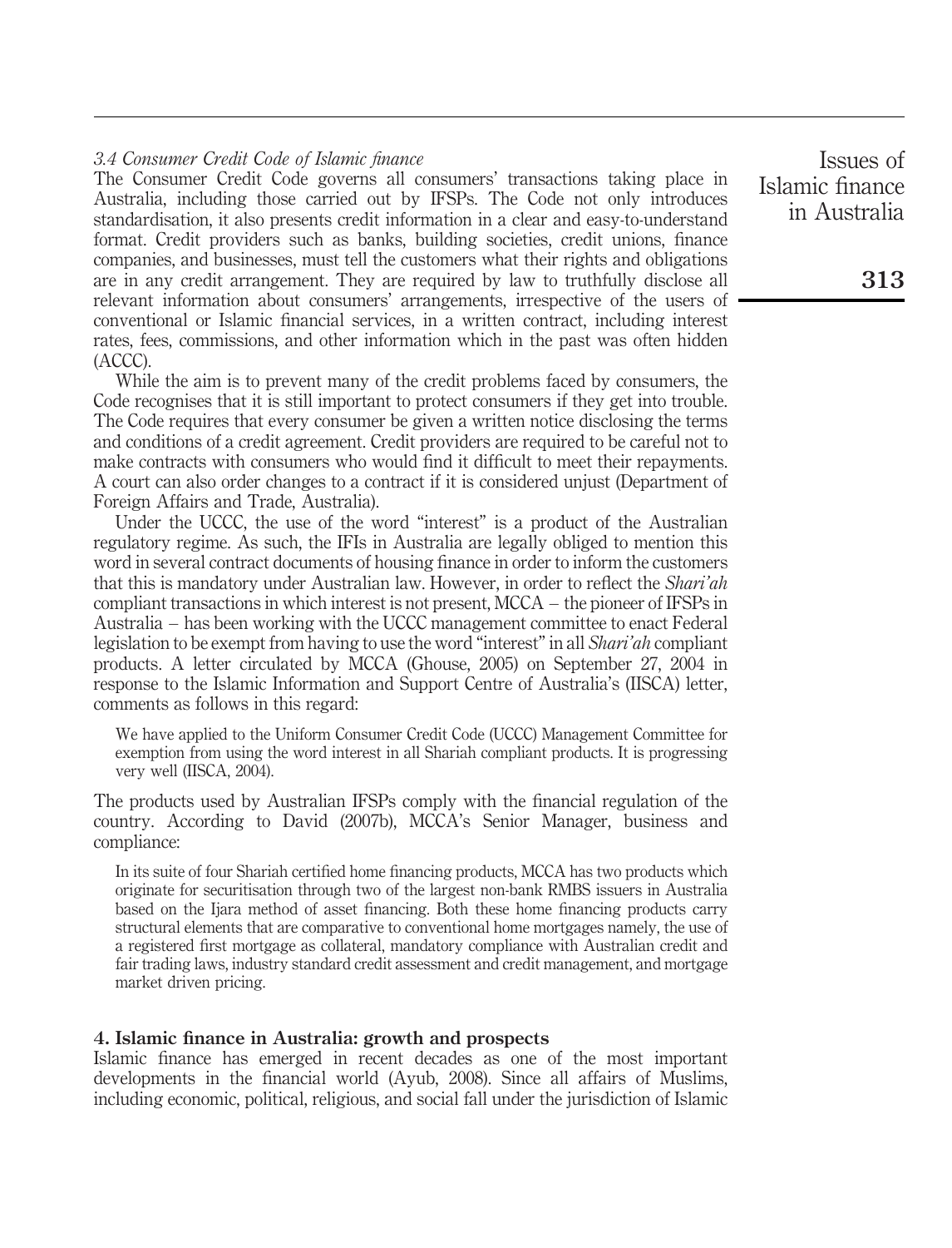### 3.4 Consumer Credit Code of Islamic finance

The Consumer Credit Code governs all consumers' transactions taking place in Australia, including those carried out by IFSPs. The Code not only introduces standardisation, it also presents credit information in a clear and easy-to-understand format. Credit providers such as banks, building societies, credit unions, finance companies, and businesses, must tell the customers what their rights and obligations are in any credit arrangement. They are required by law to truthfully disclose all relevant information about consumers' arrangements, irrespective of the users of conventional or Islamic financial services, in a written contract, including interest rates, fees, commissions, and other information which in the past was often hidden (ACCC).

While the aim is to prevent many of the credit problems faced by consumers, the Code recognises that it is still important to protect consumers if they get into trouble. The Code requires that every consumer be given a written notice disclosing the terms and conditions of a credit agreement. Credit providers are required to be careful not to make contracts with consumers who would find it difficult to meet their repayments. A court can also order changes to a contract if it is considered unjust (Department of Foreign Affairs and Trade, Australia).

Under the UCCC, the use of the word "interest" is a product of the Australian regulatory regime. As such, the IFIs in Australia are legally obliged to mention this word in several contract documents of housing finance in order to inform the customers that this is mandatory under Australian law. However, in order to reflect the *Shari'ah* compliant transactions in which interest is not present, MCCA – the pioneer of IFSPs in Australia – has been working with the UCCC management committee to enact Federal legislation to be exempt from having to use the word "interest" in all *Shari'ah* compliant products. A letter circulated by MCCA (Ghouse, 2005) on September 27, 2004 in response to the Islamic Information and Support Centre of Australia's (IISCA) letter, comments as follows in this regard:

> We have applied to the Uniform Consumer Credit Code (UCCC) Management Committee for exemption from using the word interest in all Shariah compliant products. It is progressing very well (IISCA, 2004).

The products used by Australian IFSPs comply with the financial regulation of the country. According to David (2007b), MCCA's Senior Manager, business and compliance:

> In its suite of four Shariah certified home financing products, MCCA has two products which originate for securitisation through two of the largest non-bank RMBS issuers in Australia based on the Ijara method of asset financing. Both these home financing products carry structural elements that are comparative to conventional home mortgages namely, the use of a registered first mortgage as collateral, mandatory compliance with Australian credit and fair trading laws, industry standard credit assessment and credit management, and mortgage market driven pricing.

## 4. Islamic finance in Australia: growth and prospects

Islamic finance has emerged in recent decades as one of the most important developments in the financial world (Ayub, 2008). Since all affairs of Muslims, including economic, political, religious, and social fall under the jurisdiction of Islamic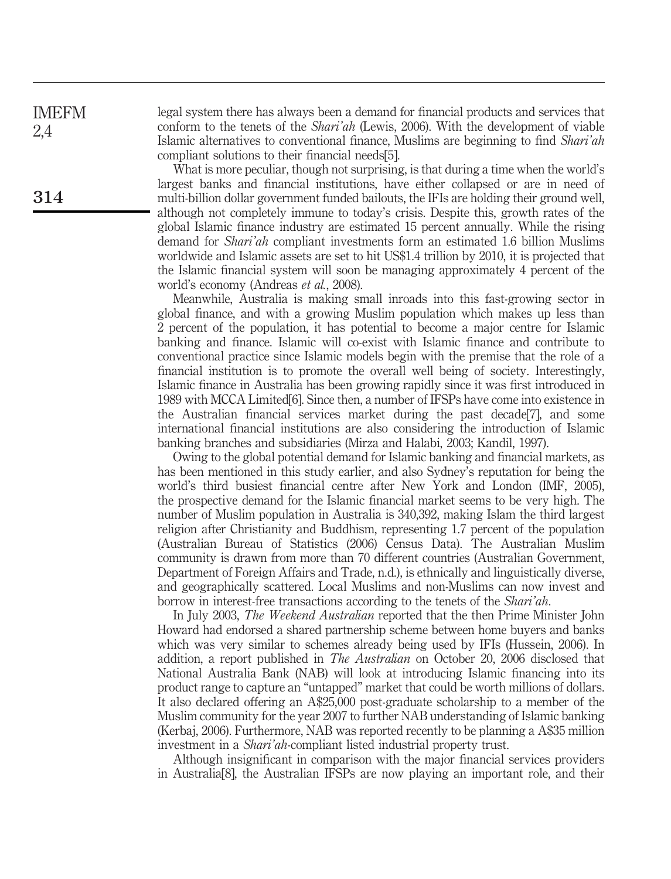legal system there has always been a demand for financial products and services that conform to the tenets of the *Shari'ah* (Lewis, 2006). With the development of viable Islamic alternatives to conventional finance, Muslims are beginning to find *Shari'ah* compliant solutions to their financial needs[5].

What is more peculiar, though not surprising, is that during a time when the world's largest banks and financial institutions, have either collapsed or are in need of multi-billion dollar government funded bailouts, the IFIs are holding their ground well, although not completely immune to today's crisis. Despite this, growth rates of the global Islamic finance industry are estimated 15 percent annually. While the rising demand for *Shari'ah* compliant investments form an estimated 1.6 billion Muslims worldwide and Islamic assets are set to hit US$1.4 trillion by 2010, it is projected that the Islamic financial system will soon be managing approximately 4 percent of the world's economy (Andreas *et al.*, 2008).

Meanwhile, Australia is making small inroads into this fast-growing sector in global finance, and with a growing Muslim population which makes up less than 2 percent of the population, it has potential to become a major centre for Islamic banking and finance. Islamic will co-exist with Islamic finance and contribute to conventional practice since Islamic models begin with the premise that the role of a financial institution is to promote the overall well being of society. Interestingly, Islamic finance in Australia has been growing rapidly since it was first introduced in 1989 with MCCA Limited[6]. Since then, a number of IFSPs have come into existence in the Australian financial services market during the past decade[7], and some international financial institutions are also considering the introduction of Islamic banking branches and subsidiaries (Mirza and Halabi, 2003; Kandil, 1997).

Owing to the global potential demand for Islamic banking and financial markets, as has been mentioned in this study earlier, and also Sydney's reputation for being the world's third busiest financial centre after New York and London (IMF, 2005), the prospective demand for the Islamic financial market seems to be very high. The number of Muslim population in Australia is 340,392, making Islam the third largest religion after Christianity and Buddhism, representing 1.7 percent of the population (Australian Bureau of Statistics (2006) Census Data). The Australian Muslim community is drawn from more than 70 different countries (Australian Government, Department of Foreign Affairs and Trade, n.d.), is ethnically and linguistically diverse, and geographically scattered. Local Muslims and non-Muslims can now invest and borrow in interest-free transactions according to the tenets of the *Shari'ah*.

In July 2003, *The Weekend Australian* reported that the then Prime Minister John Howard had endorsed a shared partnership scheme between home buyers and banks which was very similar to schemes already being used by IFIs (Hussein, 2006). In addition, a report published in *The Australian* on October 20, 2006 disclosed that National Australia Bank (NAB) will look at introducing Islamic financing into its product range to capture an "untapped" market that could be worth millions of dollars. It also declared offering an A$25,000 post-graduate scholarship to a member of the Muslim community for the year 2007 to further NAB understanding of Islamic banking (Kerbaj, 2006). Furthermore, NAB was reported recently to be planning a A$35 million investment in a *Shari'ah*-compliant listed industrial property trust.

Although insignificant in comparison with the major financial services providers in Australia[8], the Australian IFSPs are now playing an important role, and their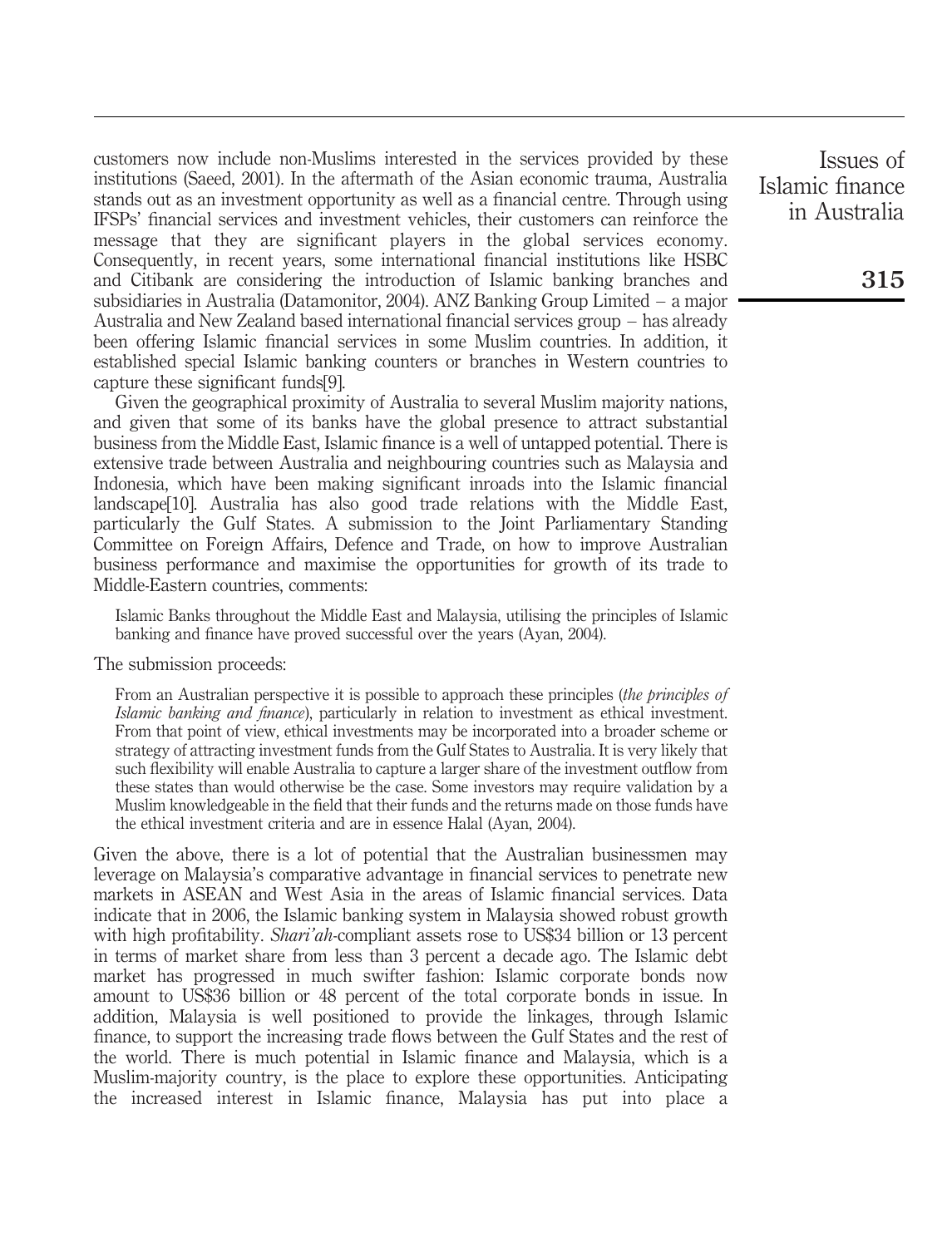customers now include non-Muslims interested in the services provided by these institutions (Saeed, 2001). In the aftermath of the Asian economic trauma, Australia stands out as an investment opportunity as well as a financial centre. Through using IFSPs' financial services and investment vehicles, their customers can reinforce the message that they are significant players in the global services economy. Consequently, in recent years, some international financial institutions like HSBC and Citibank are considering the introduction of Islamic banking branches and subsidiaries in Australia (Datamonitor, 2004). ANZ Banking Group Limited – a major Australia and New Zealand based international financial services group – has already been offering Islamic financial services in some Muslim countries. In addition, it established special Islamic banking counters or branches in Western countries to capture these significant funds[9].

Given the geographical proximity of Australia to several Muslim majority nations, and given that some of its banks have the global presence to attract substantial business from the Middle East, Islamic finance is a well of untapped potential. There is extensive trade between Australia and neighbouring countries such as Malaysia and Indonesia, which have been making significant inroads into the Islamic financial landscape[10]. Australia has also good trade relations with the Middle East, particularly the Gulf States. A submission to the Joint Parliamentary Standing Committee on Foreign Affairs, Defence and Trade, on how to improve Australian business performance and maximise the opportunities for growth of its trade to Middle-Eastern countries, comments:

> Islamic Banks throughout the Middle East and Malaysia, utilising the principles of Islamic banking and finance have proved successful over the years (Ayan, 2004).

The submission proceeds:

> From an Australian perspective it is possible to approach these principles (*the principles of Islamic banking and finance*), particularly in relation to investment as ethical investment. From that point of view, ethical investments may be incorporated into a broader scheme or strategy of attracting investment funds from the Gulf States to Australia. It is very likely that such flexibility will enable Australia to capture a larger share of the investment outflow from these states than would otherwise be the case. Some investors may require validation by a Muslim knowledgeable in the field that their funds and the returns made on those funds have the ethical investment criteria and are in essence Halal (Ayan, 2004).

Given the above, there is a lot of potential that the Australian businessmen may leverage on Malaysia's comparative advantage in financial services to penetrate new markets in ASEAN and West Asia in the areas of Islamic financial services. Data indicate that in 2006, the Islamic banking system in Malaysia showed robust growth with high profitability. *Shari'ah*-compliant assets rose to US$34 billion or 13 percent in terms of market share from less than 3 percent a decade ago. The Islamic debt market has progressed in much swifter fashion: Islamic corporate bonds now amount to US$36 billion or 48 percent of the total corporate bonds in issue. In addition, Malaysia is well positioned to provide the linkages, through Islamic finance, to support the increasing trade flows between the Gulf States and the rest of the world. There is much potential in Islamic finance and Malaysia, which is a Muslim-majority country, is the place to explore these opportunities. Anticipating the increased interest in Islamic finance, Malaysia has put into place a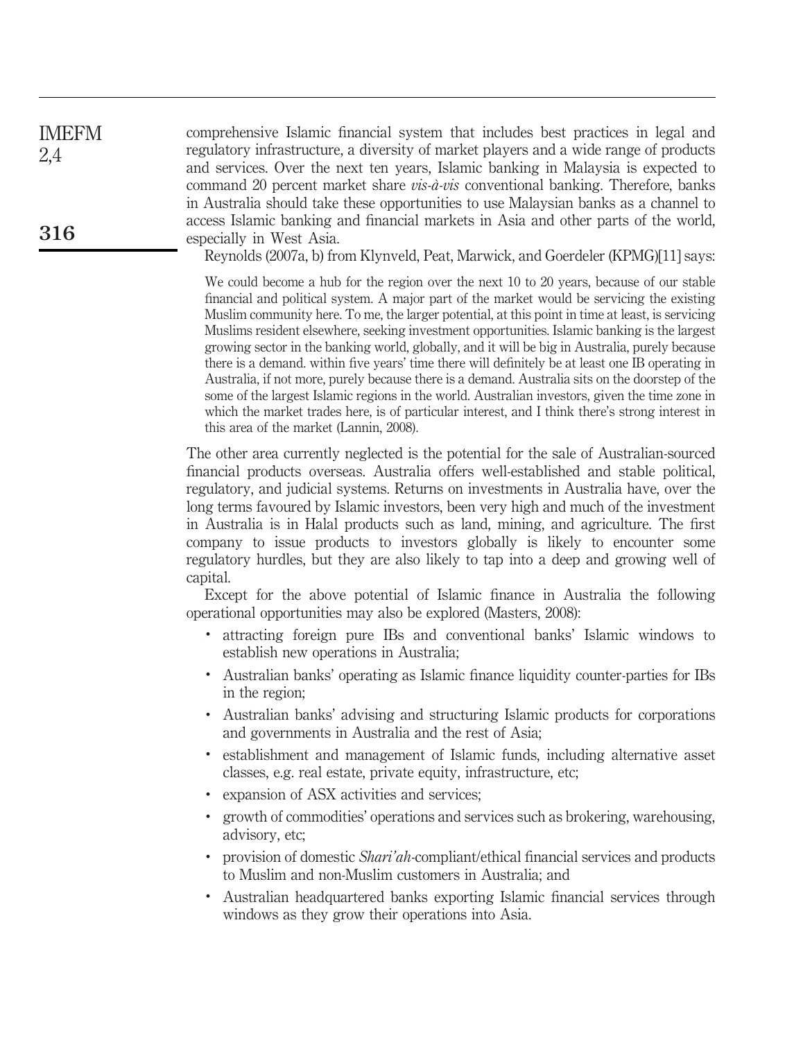comprehensive Islamic financial system that includes best practices in legal and regulatory infrastructure, a diversity of market players and a wide range of products and services. Over the next ten years, Islamic banking in Malaysia is expected to command 20 percent market share *vis-à-vis* conventional banking. Therefore, banks in Australia should take these opportunities to use Malaysian banks as a channel to access Islamic banking and financial markets in Asia and other parts of the world, especially in West Asia.

Reynolds (2007a, b) from Klynveld, Peat, Marwick, and Goerdeler (KPMG)[11] says:

> We could become a hub for the region over the next 10 to 20 years, because of our stable financial and political system. A major part of the market would be servicing the existing Muslim community here. To me, the larger potential, at this point in time at least, is servicing Muslims resident elsewhere, seeking investment opportunities. Islamic banking is the largest growing sector in the banking world, globally, and it will be big in Australia, purely because there is a demand. within five years' time there will definitely be at least one IB operating in Australia, if not more, purely because there is a demand. Australia sits on the doorstep of the some of the largest Islamic regions in the world. Australian investors, given the time zone in which the market trades here, is of particular interest, and I think there's strong interest in this area of the market (Lannin, 2008).

The other area currently neglected is the potential for the sale of Australian-sourced financial products overseas. Australia offers well-established and stable political, regulatory, and judicial systems. Returns on investments in Australia have, over the long terms favoured by Islamic investors, been very high and much of the investment in Australia is in Halal products such as land, mining, and agriculture. The first company to issue products to investors globally is likely to encounter some regulatory hurdles, but they are also likely to tap into a deep and growing well of capital.

Except for the above potential of Islamic finance in Australia the following operational opportunities may also be explored (Masters, 2008):

- attracting foreign pure IBs and conventional banks' Islamic windows to establish new operations in Australia;
- Australian banks' operating as Islamic finance liquidity counter-parties for IBs in the region;
- Australian banks' advising and structuring Islamic products for corporations and governments in Australia and the rest of Asia;
- establishment and management of Islamic funds, including alternative asset classes, e.g. real estate, private equity, infrastructure, etc;
- expansion of ASX activities and services;
- growth of commodities' operations and services such as brokering, warehousing, advisory, etc;
- provision of domestic *Shari'ah*-compliant/ethical financial services and products to Muslim and non-Muslim customers in Australia; and
- Australian headquartered banks exporting Islamic financial services through windows as they grow their operations into Asia.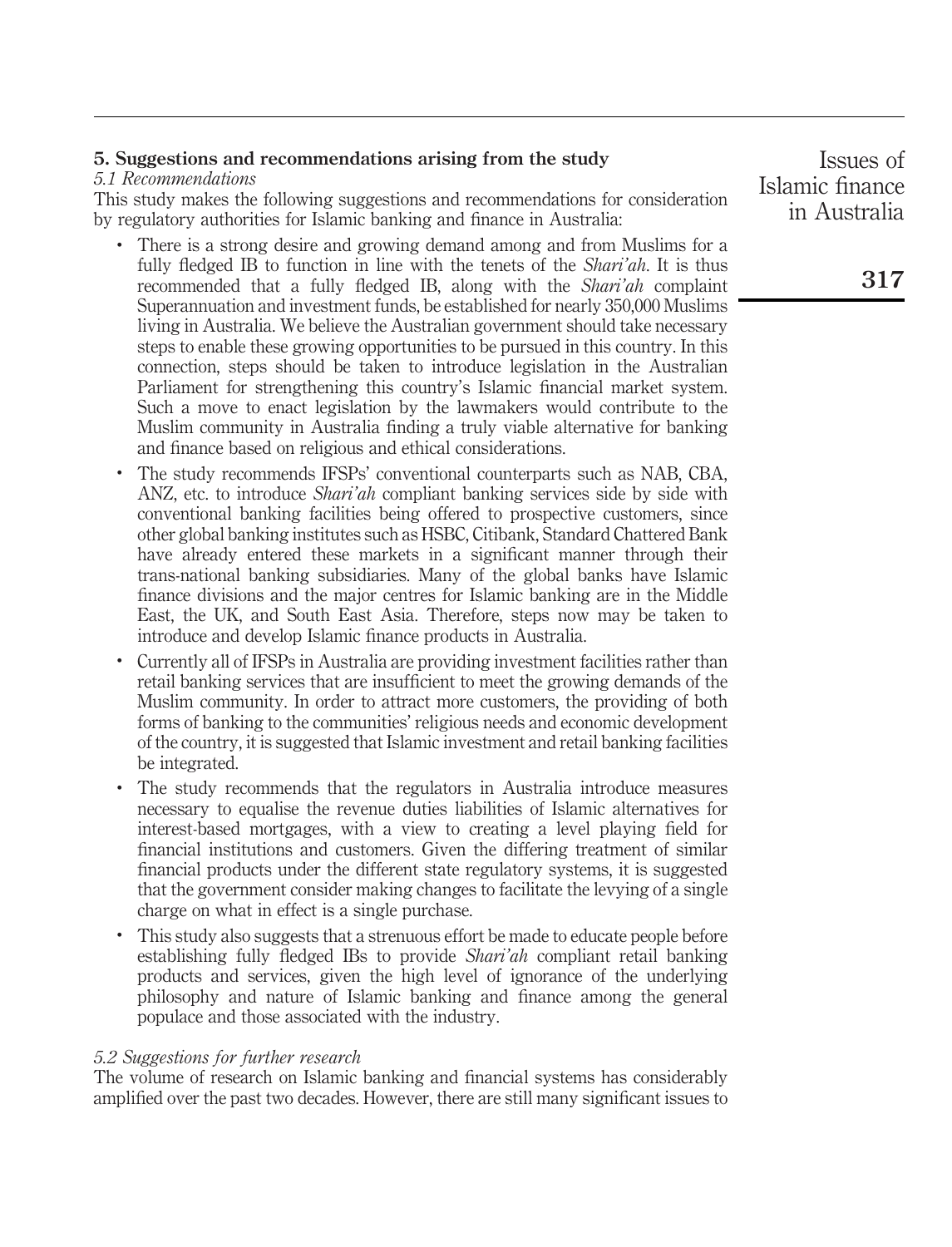## 5. Suggestions and recommendations arising from the study

### *5.1 Recommendations*

This study makes the following suggestions and recommendations for consideration by regulatory authorities for Islamic banking and finance in Australia:

- There is a strong desire and growing demand among and from Muslims for a fully fledged IB to function in line with the tenets of the *Shari'ah*. It is thus recommended that a fully fledged IB, along with the *Shari'ah* complaint Superannuation and investment funds, be established for nearly 350,000 Muslims living in Australia. We believe the Australian government should take necessary steps to enable these growing opportunities to be pursued in this country. In this connection, steps should be taken to introduce legislation in the Australian Parliament for strengthening this country's Islamic financial market system. Such a move to enact legislation by the lawmakers would contribute to the Muslim community in Australia finding a truly viable alternative for banking and finance based on religious and ethical considerations.
- The study recommends IFSPs' conventional counterparts such as NAB, CBA, ANZ, etc. to introduce *Shari'ah* compliant banking services side by side with conventional banking facilities being offered to prospective customers, since other global banking institutes such as HSBC, Citibank, Standard Chattered Bank have already entered these markets in a significant manner through their trans-national banking subsidiaries. Many of the global banks have Islamic finance divisions and the major centres for Islamic banking are in the Middle East, the UK, and South East Asia. Therefore, steps now may be taken to introduce and develop Islamic finance products in Australia.
- Currently all of IFSPs in Australia are providing investment facilities rather than retail banking services that are insufficient to meet the growing demands of the Muslim community. In order to attract more customers, the providing of both forms of banking to the communities' religious needs and economic development of the country, it is suggested that Islamic investment and retail banking facilities be integrated.
- The study recommends that the regulators in Australia introduce measures necessary to equalise the revenue duties liabilities of Islamic alternatives for interest-based mortgages, with a view to creating a level playing field for financial institutions and customers. Given the differing treatment of similar financial products under the different state regulatory systems, it is suggested that the government consider making changes to facilitate the levying of a single charge on what in effect is a single purchase.
- This study also suggests that a strenuous effort be made to educate people before establishing fully fledged IBs to provide *Shari'ah* compliant retail banking products and services, given the high level of ignorance of the underlying philosophy and nature of Islamic banking and finance among the general populace and those associated with the industry.

### *5.2 Suggestions for further research*

The volume of research on Islamic banking and financial systems has considerably amplified over the past two decades. However, there are still many significant issues to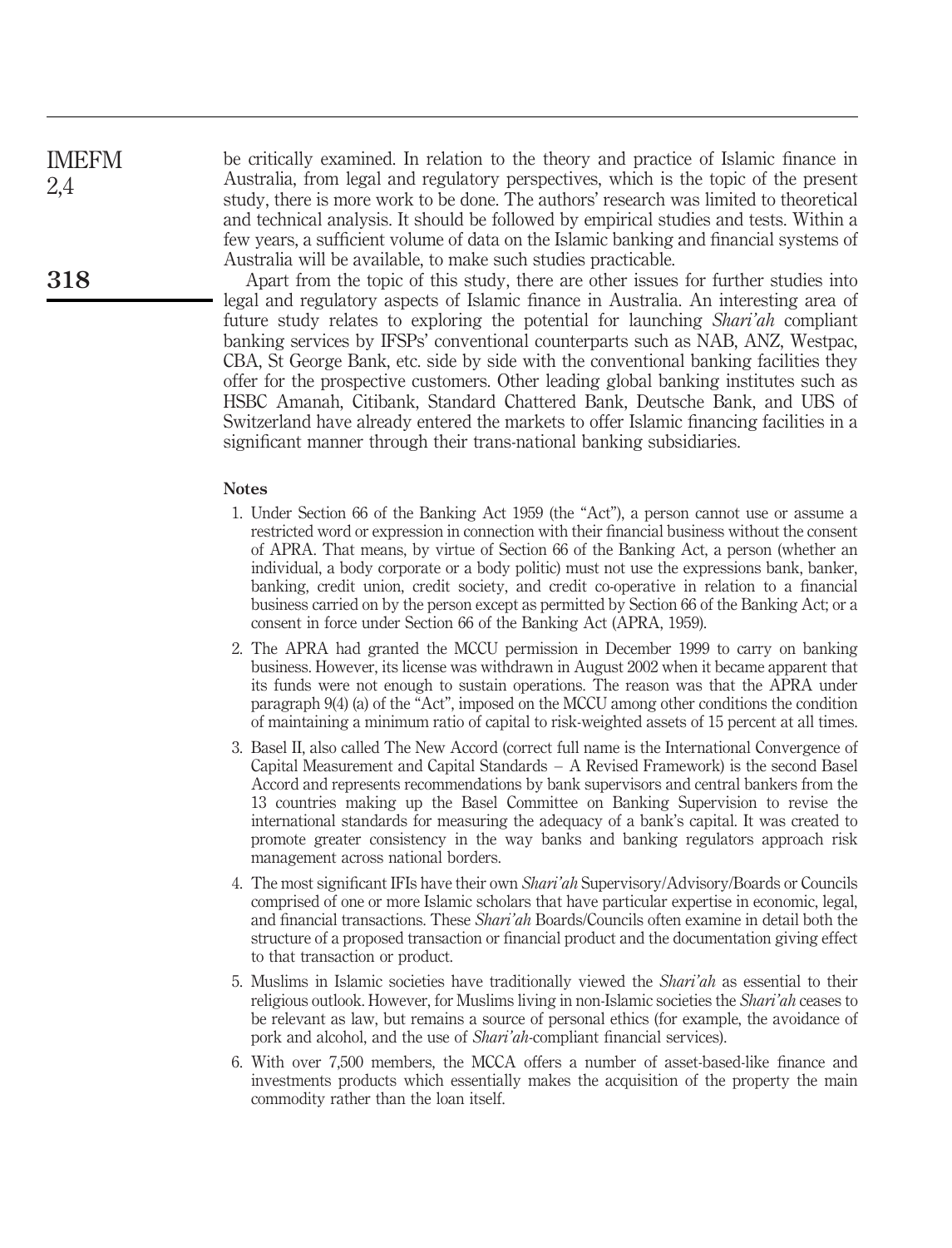be critically examined. In relation to the theory and practice of Islamic finance in Australia, from legal and regulatory perspectives, which is the topic of the present study, there is more work to be done. The authors' research was limited to theoretical and technical analysis. It should be followed by empirical studies and tests. Within a few years, a sufficient volume of data on the Islamic banking and financial systems of Australia will be available, to make such studies practicable.

Apart from the topic of this study, there are other issues for further studies into legal and regulatory aspects of Islamic finance in Australia. An interesting area of future study relates to exploring the potential for launching *Shari'ah* compliant banking services by IFSPs' conventional counterparts such as NAB, ANZ, Westpac, CBA, St George Bank, etc. side by side with the conventional banking facilities they offer for the prospective customers. Other leading global banking institutes such as HSBC Amanah, Citibank, Standard Chattered Bank, Deutsche Bank, and UBS of Switzerland have already entered the markets to offer Islamic financing facilities in a significant manner through their trans-national banking subsidiaries.

## Notes

1. Under Section 66 of the Banking Act 1959 (the "Act"), a person cannot use or assume a restricted word or expression in connection with their financial business without the consent of APRA. That means, by virtue of Section 66 of the Banking Act, a person (whether an individual, a body corporate or a body politic) must not use the expressions bank, banker, banking, credit union, credit society, and credit co-operative in relation to a financial business carried on by the person except as permitted by Section 66 of the Banking Act; or a consent in force under Section 66 of the Banking Act (APRA, 1959).
2. The APRA had granted the MCCU permission in December 1999 to carry on banking business. However, its license was withdrawn in August 2002 when it became apparent that its funds were not enough to sustain operations. The reason was that the APRA under paragraph 9(4) (a) of the "Act", imposed on the MCCU among other conditions the condition of maintaining a minimum ratio of capital to risk-weighted assets of 15 percent at all times.
3. Basel II, also called The New Accord (correct full name is the International Convergence of Capital Measurement and Capital Standards – A Revised Framework) is the second Basel Accord and represents recommendations by bank supervisors and central bankers from the 13 countries making up the Basel Committee on Banking Supervision to revise the international standards for measuring the adequacy of a bank's capital. It was created to promote greater consistency in the way banks and banking regulators approach risk management across national borders.
4. The most significant IFIs have their own *Shari'ah* Supervisory/Advisory/Boards or Councils comprised of one or more Islamic scholars that have particular expertise in economic, legal, and financial transactions. These *Shari'ah* Boards/Councils often examine in detail both the structure of a proposed transaction or financial product and the documentation giving effect to that transaction or product.
5. Muslims in Islamic societies have traditionally viewed the *Shari'ah* as essential to their religious outlook. However, for Muslims living in non-Islamic societies the *Shari'ah* ceases to be relevant as law, but remains a source of personal ethics (for example, the avoidance of pork and alcohol, and the use of *Shari'ah*-compliant financial services).
6. With over 7,500 members, the MCCA offers a number of asset-based-like finance and investments products which essentially makes the acquisition of the property the main commodity rather than the loan itself.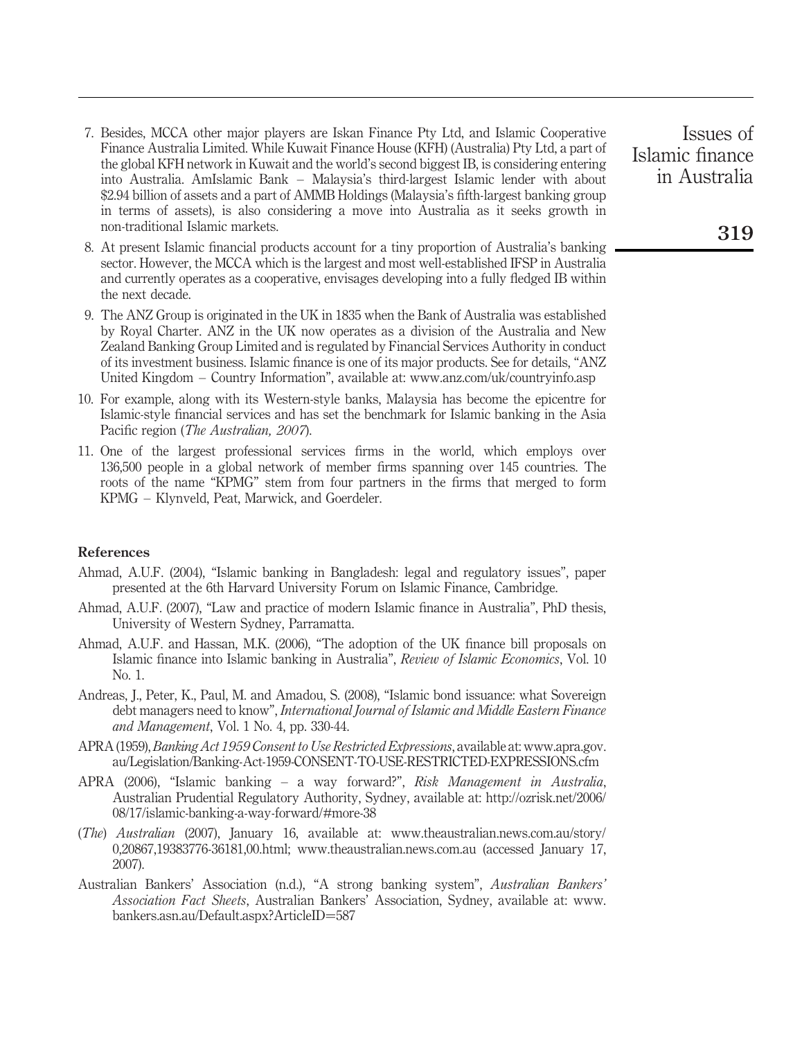7. Besides, MCCA other major players are Iskan Finance Pty Ltd, and Islamic Cooperative Finance Australia Limited. While Kuwait Finance House (KFH) (Australia) Pty Ltd, a part of the global KFH network in Kuwait and the world's second biggest IB, is considering entering into Australia. AmIslamic Bank – Malaysia's third-largest Islamic lender with about $2.94 billion of assets and a part of AMMB Holdings (Malaysia's fifth-largest banking group in terms of assets), is also considering a move into Australia as it seeks growth in non-traditional Islamic markets.
8. At present Islamic financial products account for a tiny proportion of Australia's banking sector. However, the MCCA which is the largest and most well-established IFSP in Australia and currently operates as a cooperative, envisages developing into a fully fledged IB within the next decade.
9. The ANZ Group is originated in the UK in 1835 when the Bank of Australia was established by Royal Charter. ANZ in the UK now operates as a division of the Australia and New Zealand Banking Group Limited and is regulated by Financial Services Authority in conduct of its investment business. Islamic finance is one of its major products. See for details, "ANZ United Kingdom – Country Information", available at: www.anz.com/uk/countryinfo.asp
10. For example, along with its Western-style banks, Malaysia has become the epicentre for Islamic-style financial services and has set the benchmark for Islamic banking in the Asia Pacific region (*The Australian, 2007*).
11. One of the largest professional services firms in the world, which employs over 136,500 people in a global network of member firms spanning over 145 countries. The roots of the name "KPMG" stem from four partners in the firms that merged to form KPMG – Klynveld, Peat, Marwick, and Goerdeler.

## References

Ahmad, A.U.F. (2004), "Islamic banking in Bangladesh: legal and regulatory issues", paper presented at the 6th Harvard University Forum on Islamic Finance, Cambridge.

Ahmad, A.U.F. (2007), "Law and practice of modern Islamic finance in Australia", PhD thesis, University of Western Sydney, Parramatta.

Ahmad, A.U.F. and Hassan, M.K. (2006), "The adoption of the UK finance bill proposals on Islamic finance into Islamic banking in Australia", *Review of Islamic Economics*, Vol. 10 No. 1.

Andreas, J., Peter, K., Paul, M. and Amadou, S. (2008), "Islamic bond issuance: what Sovereign debt managers need to know", *International Journal of Islamic and Middle Eastern Finance and Management*, Vol. 1 No. 4, pp. 330-44.

APRA (1959), *Banking Act 1959 Consent to Use Restricted Expressions*, available at: www.apra.gov.au/Legislation/Banking-Act-1959-CONSENT-TO-USE-RESTRICTED-EXPRESSIONS.cfm

APRA (2006), "Islamic banking – a way forward?", *Risk Management in Australia*, Australian Prudential Regulatory Authority, Sydney, available at: http://ozrisk.net/2006/08/17/islamic-banking-a-way-forward/#more-38

(*The*) *Australian* (2007), January 16, available at: www.theaustralian.news.com.au/story/0,20867,19383776-36181,00.html; www.theaustralian.news.com.au (accessed January 17, 2007).

Australian Bankers' Association (n.d.), "A strong banking system", *Australian Bankers' Association Fact Sheets*, Australian Bankers' Association, Sydney, available at: www.bankers.asn.au/Default.aspx?ArticleID=587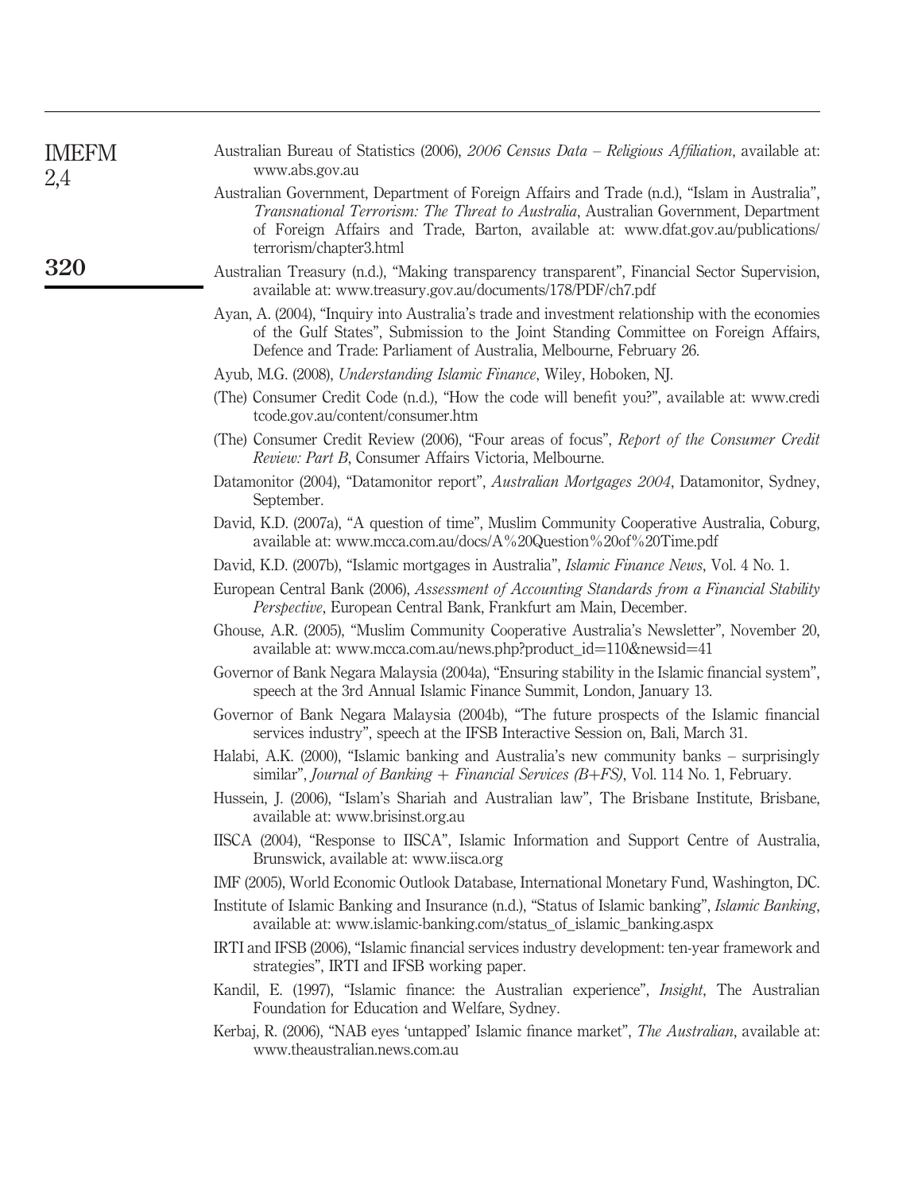Australian Bureau of Statistics (2006), *2006 Census Data – Religious Affiliation*, available at: www.abs.gov.au

Australian Government, Department of Foreign Affairs and Trade (n.d.), "Islam in Australia", *Transnational Terrorism: The Threat to Australia*, Australian Government, Department of Foreign Affairs and Trade, Barton, available at: www.dfat.gov.au/publications/terrorism/chapter3.html

Australian Treasury (n.d.), "Making transparency transparent", Financial Sector Supervision, available at: www.treasury.gov.au/documents/178/PDF/ch7.pdf

Ayan, A. (2004), "Inquiry into Australia's trade and investment relationship with the economies of the Gulf States", Submission to the Joint Standing Committee on Foreign Affairs, Defence and Trade: Parliament of Australia, Melbourne, February 26.

Ayub, M.G. (2008), *Understanding Islamic Finance*, Wiley, Hoboken, NJ.

(The) Consumer Credit Code (n.d.), "How the code will benefit you?", available at: www.creditcode.gov.au/content/consumer.htm

(The) Consumer Credit Review (2006), "Four areas of focus", *Report of the Consumer Credit Review: Part B*, Consumer Affairs Victoria, Melbourne.

Datamonitor (2004), "Datamonitor report", *Australian Mortgages 2004*, Datamonitor, Sydney, September.

David, K.D. (2007a), "A question of time", Muslim Community Cooperative Australia, Coburg, available at: www.mcca.com.au/docs/A%20Question%20of%20Time.pdf

David, K.D. (2007b), "Islamic mortgages in Australia", *Islamic Finance News*, Vol. 4 No. 1.

European Central Bank (2006), *Assessment of Accounting Standards from a Financial Stability Perspective*, European Central Bank, Frankfurt am Main, December.

Ghouse, A.R. (2005), "Muslim Community Cooperative Australia's Newsletter", November 20, available at: www.mcca.com.au/news.php?product_id=110&newsid=41

Governor of Bank Negara Malaysia (2004a), "Ensuring stability in the Islamic financial system", speech at the 3rd Annual Islamic Finance Summit, London, January 13.

Governor of Bank Negara Malaysia (2004b), "The future prospects of the Islamic financial services industry", speech at the IFSB Interactive Session on, Bali, March 31.

Halabi, A.K. (2000), "Islamic banking and Australia's new community banks – surprisingly similar", *Journal of Banking + Financial Services (B+FS)*, Vol. 114 No. 1, February.

Hussein, J. (2006), "Islam's Shariah and Australian law", The Brisbane Institute, Brisbane, available at: www.brisinst.org.au

IISCA (2004), "Response to IISCA", Islamic Information and Support Centre of Australia, Brunswick, available at: www.iisca.org

IMF (2005), World Economic Outlook Database, International Monetary Fund, Washington, DC.

Institute of Islamic Banking and Insurance (n.d.), "Status of Islamic banking", *Islamic Banking*, available at: www.islamic-banking.com/status_of_islamic_banking.aspx

IRTI and IFSB (2006), "Islamic financial services industry development: ten-year framework and strategies", IRTI and IFSB working paper.

Kandil, E. (1997), "Islamic finance: the Australian experience", *Insight*, The Australian Foundation for Education and Welfare, Sydney.

Kerbaj, R. (2006), "NAB eyes 'untapped' Islamic finance market", *The Australian*, available at: www.theaustralian.news.com.au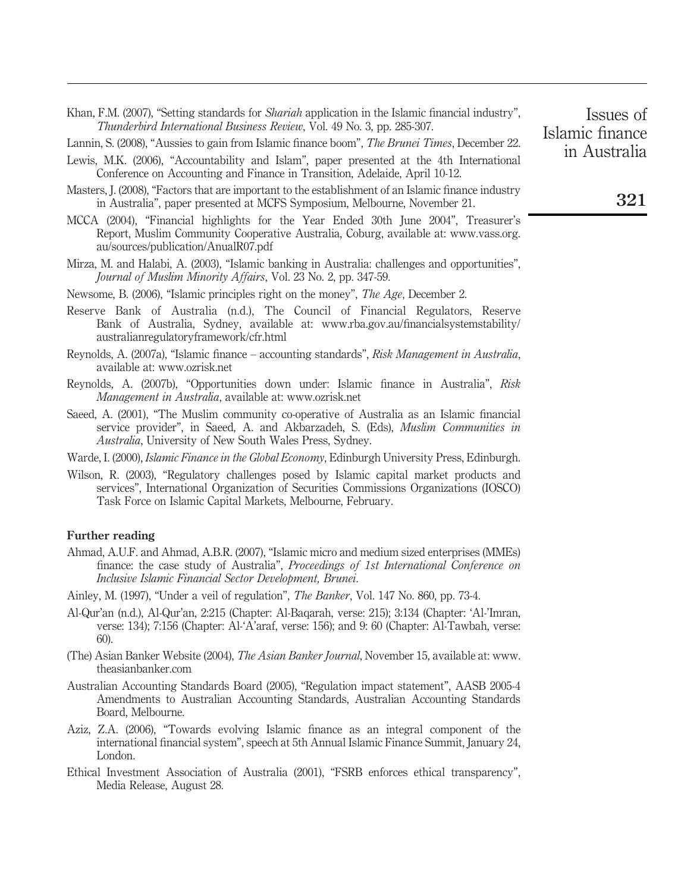Khan, F.M. (2007), "Setting standards for *Shariah* application in the Islamic financial industry", *Thunderbird International Business Review*, Vol. 49 No. 3, pp. 285-307.

Lannin, S. (2008), "Aussies to gain from Islamic finance boom", *The Brunei Times*, December 22.

Lewis, M.K. (2006), "Accountability and Islam", paper presented at the 4th International Conference on Accounting and Finance in Transition, Adelaide, April 10-12.

Masters, J. (2008), "Factors that are important to the establishment of an Islamic finance industry in Australia", paper presented at MCFS Symposium, Melbourne, November 21.

MCCA (2004), "Financial highlights for the Year Ended 30th June 2004", Treasurer's Report, Muslim Community Cooperative Australia, Coburg, available at: www.vass.org.au/sources/publication/AnualR07.pdf

Mirza, M. and Halabi, A. (2003), "Islamic banking in Australia: challenges and opportunities", *Journal of Muslim Minority Affairs*, Vol. 23 No. 2, pp. 347-59.

Newsome, B. (2006), "Islamic principles right on the money", *The Age*, December 2.

Reserve Bank of Australia (n.d.), The Council of Financial Regulators, Reserve Bank of Australia, Sydney, available at: www.rba.gov.au/financialsystemstability/australianregulatoryframework/cfr.html

Reynolds, A. (2007a), "Islamic finance – accounting standards", *Risk Management in Australia*, available at: www.ozrisk.net

Reynolds, A. (2007b), "Opportunities down under: Islamic finance in Australia", *Risk Management in Australia*, available at: www.ozrisk.net

Saeed, A. (2001), "The Muslim community co-operative of Australia as an Islamic financial service provider", in Saeed, A. and Akbarzadeh, S. (Eds), *Muslim Communities in Australia*, University of New South Wales Press, Sydney.

Warde, I. (2000), *Islamic Finance in the Global Economy*, Edinburgh University Press, Edinburgh.

Wilson, R. (2003), "Regulatory challenges posed by Islamic capital market products and services", International Organization of Securities Commissions Organizations (IOSCO) Task Force on Islamic Capital Markets, Melbourne, February.

#### Further reading

Ahmad, A.U.F. and Ahmad, A.B.R. (2007), "Islamic micro and medium sized enterprises (MMEs) finance: the case study of Australia", *Proceedings of 1st International Conference on Inclusive Islamic Financial Sector Development, Brunei*.

Ainley, M. (1997), "Under a veil of regulation", *The Banker*, Vol. 147 No. 860, pp. 73-4.

Al-Qur'an (n.d.), Al-Qur'an, 2:215 (Chapter: Al-Baqarah, verse: 215); 3:134 (Chapter: 'Al-'Imran, verse: 134); 7:156 (Chapter: Al-'A'araf, verse: 156); and 9: 60 (Chapter: Al-Tawbah, verse: 60).

(The) Asian Banker Website (2004), *The Asian Banker Journal*, November 15, available at: www.theasianbanker.com

Australian Accounting Standards Board (2005), "Regulation impact statement", AASB 2005-4 Amendments to Australian Accounting Standards, Australian Accounting Standards Board, Melbourne.

Aziz, Z.A. (2006), "Towards evolving Islamic finance as an integral component of the international financial system", speech at 5th Annual Islamic Finance Summit, January 24, London.

Ethical Investment Association of Australia (2001), "FSRB enforces ethical transparency", Media Release, August 28.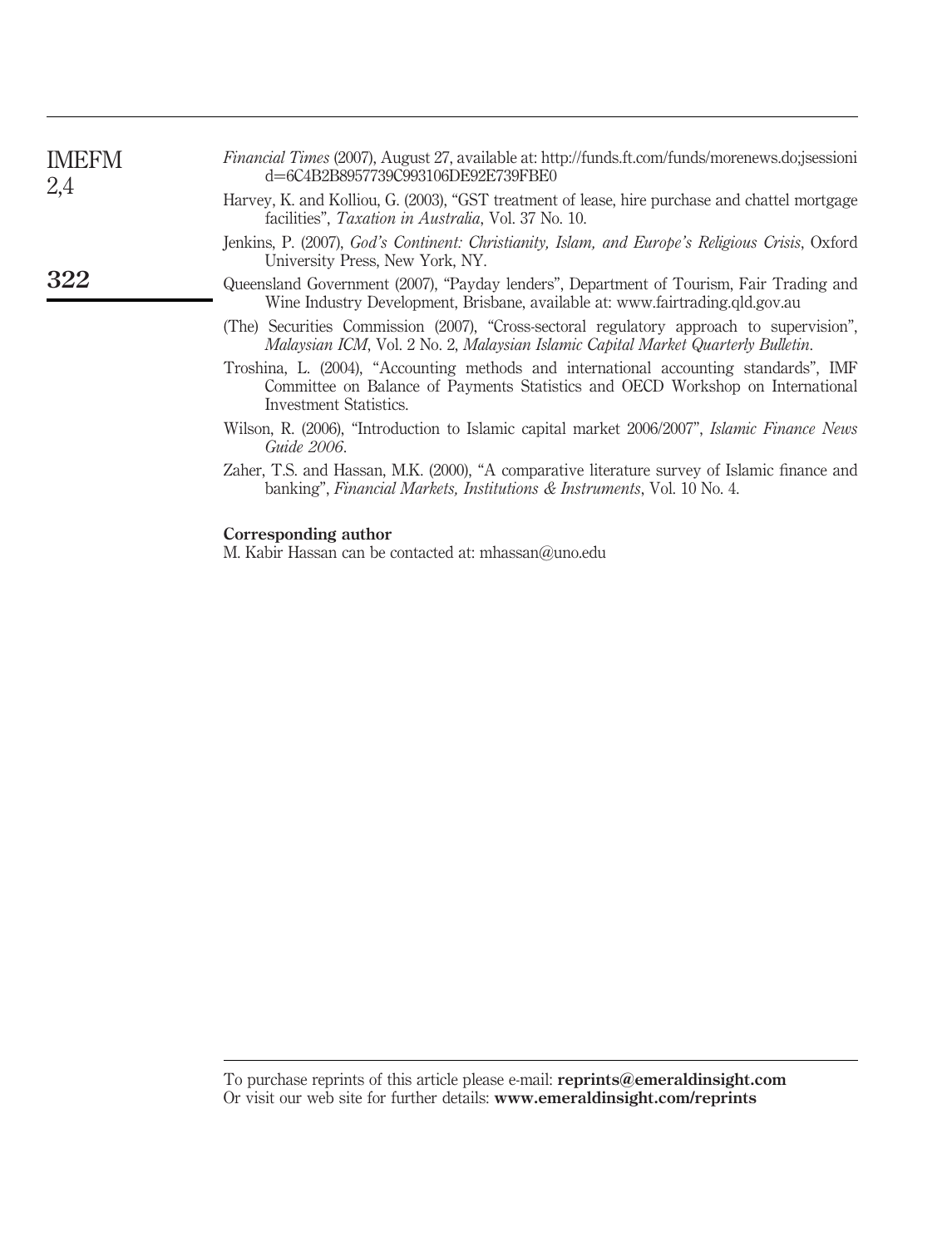*Financial Times* (2007), August 27, available at: http://funds.ft.com/funds/morenews.do;jsessionid=6C4B2B8957739C993106DE92E739FBE0

Harvey, K. and Kolliou, G. (2003), "GST treatment of lease, hire purchase and chattel mortgage facilities", *Taxation in Australia*, Vol. 37 No. 10.

Jenkins, P. (2007), *God's Continent: Christianity, Islam, and Europe's Religious Crisis*, Oxford University Press, New York, NY.

Queensland Government (2007), "Payday lenders", Department of Tourism, Fair Trading and Wine Industry Development, Brisbane, available at: www.fairtrading.qld.gov.au

(The) Securities Commission (2007), "Cross-sectoral regulatory approach to supervision", *Malaysian ICM*, Vol. 2 No. 2, *Malaysian Islamic Capital Market Quarterly Bulletin*.

Troshina, L. (2004), "Accounting methods and international accounting standards", IMF Committee on Balance of Payments Statistics and OECD Workshop on International Investment Statistics.

Wilson, R. (2006), "Introduction to Islamic capital market 2006/2007", *Islamic Finance News Guide 2006*.

Zaher, T.S. and Hassan, M.K. (2000), "A comparative literature survey of Islamic finance and banking", *Financial Markets, Institutions & Instruments*, Vol. 10 No. 4.

**Corresponding author**

M. Kabir Hassan can be contacted at: mhassan@uno.edu

To purchase reprints of this article please e-mail: **reprints@emeraldinsight.com**
Or visit our web site for further details: **www.emeraldinsight.com/reprints**